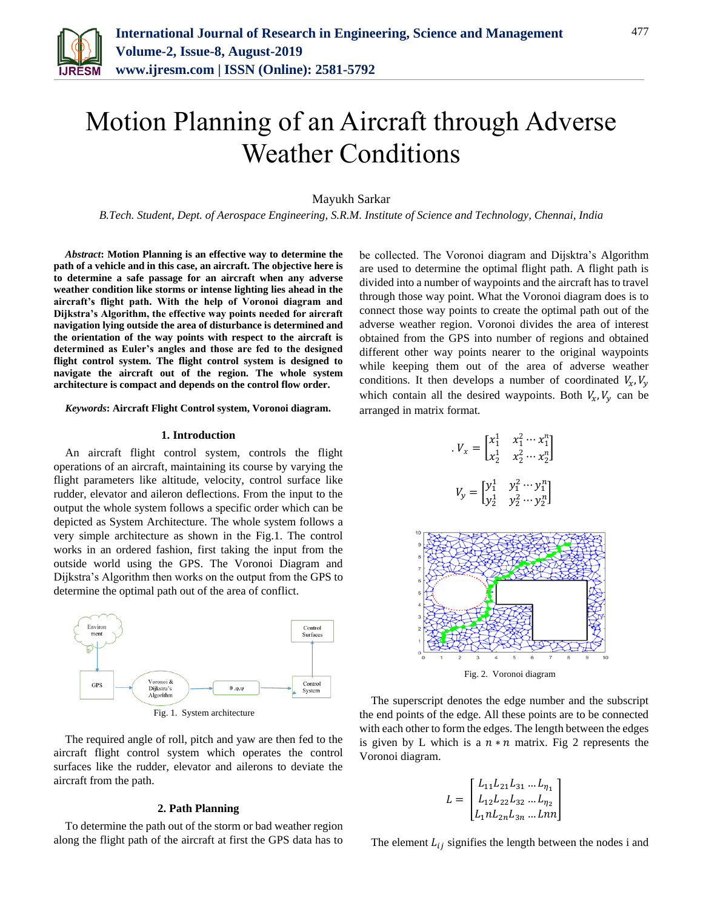# Motion Planning of an Aircraft through Adverse Weather Conditions

Mayukh Sarkar

*B.Tech. Student, Dept. of Aerospace Engineering, S.R.M. Institute of Science and Technology, Chennai, India*

***Abstract*: Motion Planning is an effective way to determine the path of a vehicle and in this case, an aircraft. The objective here is to determine a safe passage for an aircraft when any adverse weather condition like storms or intense lighting lies ahead in the aircraft's flight path. With the help of Voronoi diagram and Dijkstra's Algorithm, the effective way points needed for aircraft navigation lying outside the area of disturbance is determined and the orientation of the way points with respect to the aircraft is determined as Euler's angles and those are fed to the designed flight control system. The flight control system is designed to navigate the aircraft out of the region. The whole system architecture is compact and depends on the control flow order.**

***Keywords*: Aircraft Flight Control system, Voronoi diagram.**

## 1. Introduction

An aircraft flight control system, controls the flight operations of an aircraft, maintaining its course by varying the flight parameters like altitude, velocity, control surface like rudder, elevator and aileron deflections. From the input to the output the whole system follows a specific order which can be depicted as System Architecture. The whole system follows a very simple architecture as shown in the Fig.1. The control works in an ordered fashion, first taking the input from the outside world using the GPS. The Voronoi Diagram and Dijkstra's Algorithm then works on the output from the GPS to determine the optimal path out of the area of conflict.

Fig. 1. System architecture

The required angle of roll, pitch and yaw are then fed to the aircraft flight control system which operates the control surfaces like the rudder, elevator and ailerons to deviate the aircraft from the path.

## 2. Path Planning

To determine the path out of the storm or bad weather region along the flight path of the aircraft at first the GPS data has to be collected. The Voronoi diagram and Dijsktra's Algorithm are used to determine the optimal flight path. A flight path is divided into a number of waypoints and the aircraft has to travel through those way point. What the Voronoi diagram does is to connect those way points to create the optimal path out of the adverse weather region. Voronoi divides the area of interest obtained from the GPS into number of regions and obtained different other way points nearer to the original waypoints while keeping them out of the area of adverse weather conditions. It then develops a number of coordinated $V_x, V_y$ which contain all the desired waypoints. Both $V_x, V_y$ can be arranged in matrix format.

$$. V_x = \begin{bmatrix} x_1^1 & x_1^2 \cdots x_1^n \\ x_2^1 & x_2^2 \cdots x_2^n \end{bmatrix}$$

$$V_y = \begin{bmatrix} y_1^1 & y_1^2 \cdots y_1^n \\ y_2^1 & y_2^2 \cdots y_2^n \end{bmatrix}$$

Fig. 2. Voronoi diagram

The superscript denotes the edge number and the subscript the end points of the edge. All these points are to be connected with each other to form the edges. The length between the edges is given by L which is a $n * n$ matrix. Fig 2 represents the Voronoi diagram.

$$L = \begin{bmatrix} L_{11}L_{21}L_{31} \ldots L_{\eta_1} \\ L_{12}L_{22}L_{32} \ldots L_{\eta_2} \\ L_1nL_{2n}L_{3n} \ldots Lnn \end{bmatrix}$$

The element $L_{ij}$ signifies the length between the nodes i and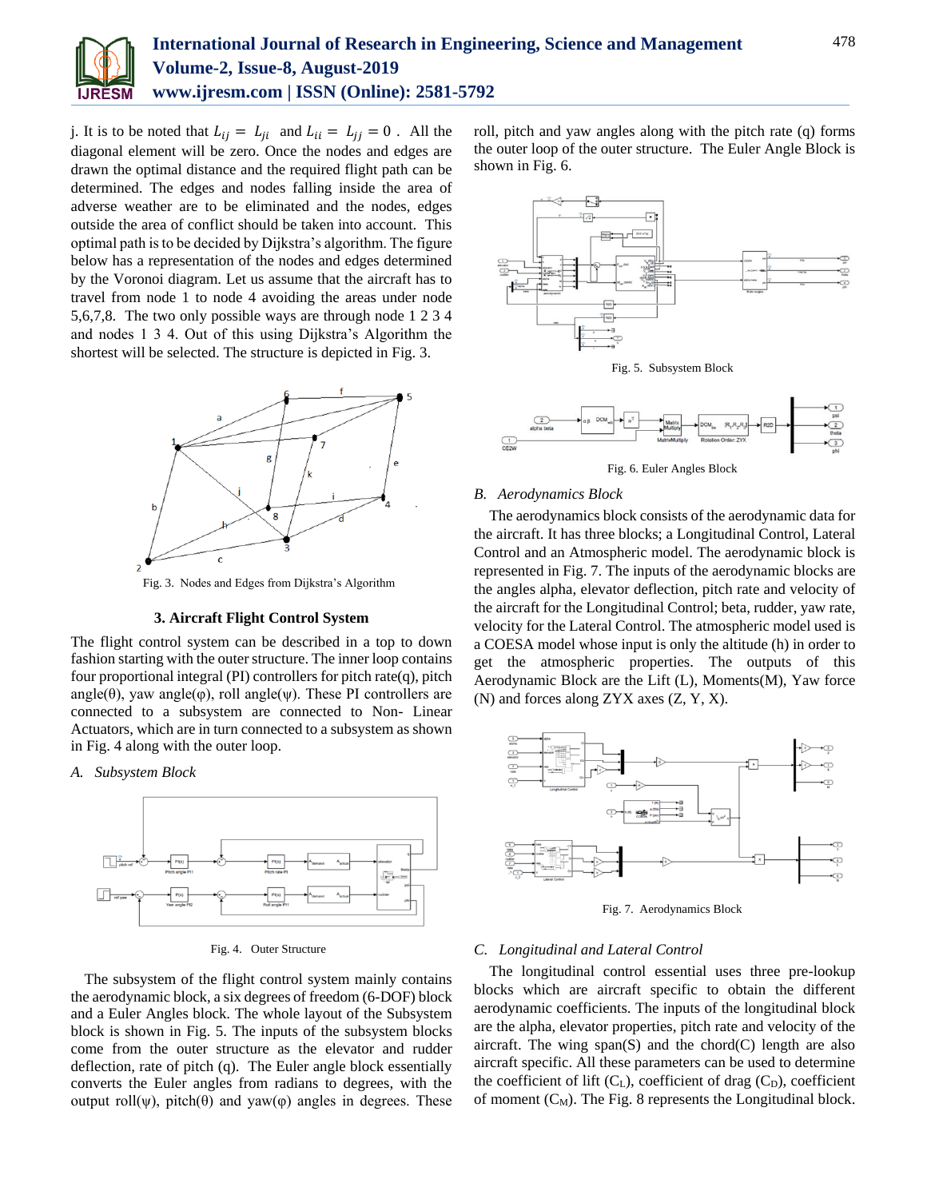j. It is to be noted that $L_{ij} = L_{ji}$ and $L_{ii} = L_{jj} = 0$ . All the diagonal element will be zero. Once the nodes and edges are drawn the optimal distance and the required flight path can be determined. The edges and nodes falling inside the area of adverse weather are to be eliminated and the nodes, edges outside the area of conflict should be taken into account. This optimal path is to be decided by Dijkstra's algorithm. The figure below has a representation of the nodes and edges determined by the Voronoi diagram. Let us assume that the aircraft has to travel from node 1 to node 4 avoiding the areas under node 5,6,7,8. The two only possible ways are through node 1 2 3 4 and nodes 1 3 4. Out of this using Dijkstra's Algorithm the shortest will be selected. The structure is depicted in Fig. 3.

Fig. 3. Nodes and Edges from Dijkstra's Algorithm

## 3. Aircraft Flight Control System

The flight control system can be described in a top to down fashion starting with the outer structure. The inner loop contains four proportional integral (PI) controllers for pitch rate(q), pitch angle(θ), yaw angle(φ), roll angle(ψ). These PI controllers are connected to a subsystem are connected to Non- Linear Actuators, which are in turn connected to a subsystem as shown in Fig. 4 along with the outer loop.

### *A. Subsystem Block*

Fig. 4. Outer Structure

The subsystem of the flight control system mainly contains the aerodynamic block, a six degrees of freedom (6-DOF) block and a Euler Angles block. The whole layout of the Subsystem block is shown in Fig. 5. The inputs of the subsystem blocks come from the outer structure as the elevator and rudder deflection, rate of pitch (q). The Euler angle block essentially converts the Euler angles from radians to degrees, with the output roll(ψ), pitch(θ) and yaw(φ) angles in degrees. These roll, pitch and yaw angles along with the pitch rate (q) forms the outer loop of the outer structure. The Euler Angle Block is shown in Fig. 6.

Fig. 5. Subsystem Block

Fig. 6. Euler Angles Block

### *B. Aerodynamics Block*

The aerodynamics block consists of the aerodynamic data for the aircraft. It has three blocks; a Longitudinal Control, Lateral Control and an Atmospheric model. The aerodynamic block is represented in Fig. 7. The inputs of the aerodynamic blocks are the angles alpha, elevator deflection, pitch rate and velocity of the aircraft for the Longitudinal Control; beta, rudder, yaw rate, velocity for the Lateral Control. The atmospheric model used is a COESA model whose input is only the altitude (h) in order to get the atmospheric properties. The outputs of this Aerodynamic Block are the Lift (L), Moments(M), Yaw force (N) and forces along ZYX axes (Z, Y, X).

Fig. 7. Aerodynamics Block

### *C. Longitudinal and Lateral Control*

The longitudinal control essential uses three pre-lookup blocks which are aircraft specific to obtain the different aerodynamic coefficients. The inputs of the longitudinal block are the alpha, elevator properties, pitch rate and velocity of the aircraft. The wing span(S) and the chord(C) length are also aircraft specific. All these parameters can be used to determine the coefficient of lift ($C_L$), coefficient of drag ($C_D$), coefficient of moment ($C_M$). The Fig. 8 represents the Longitudinal block.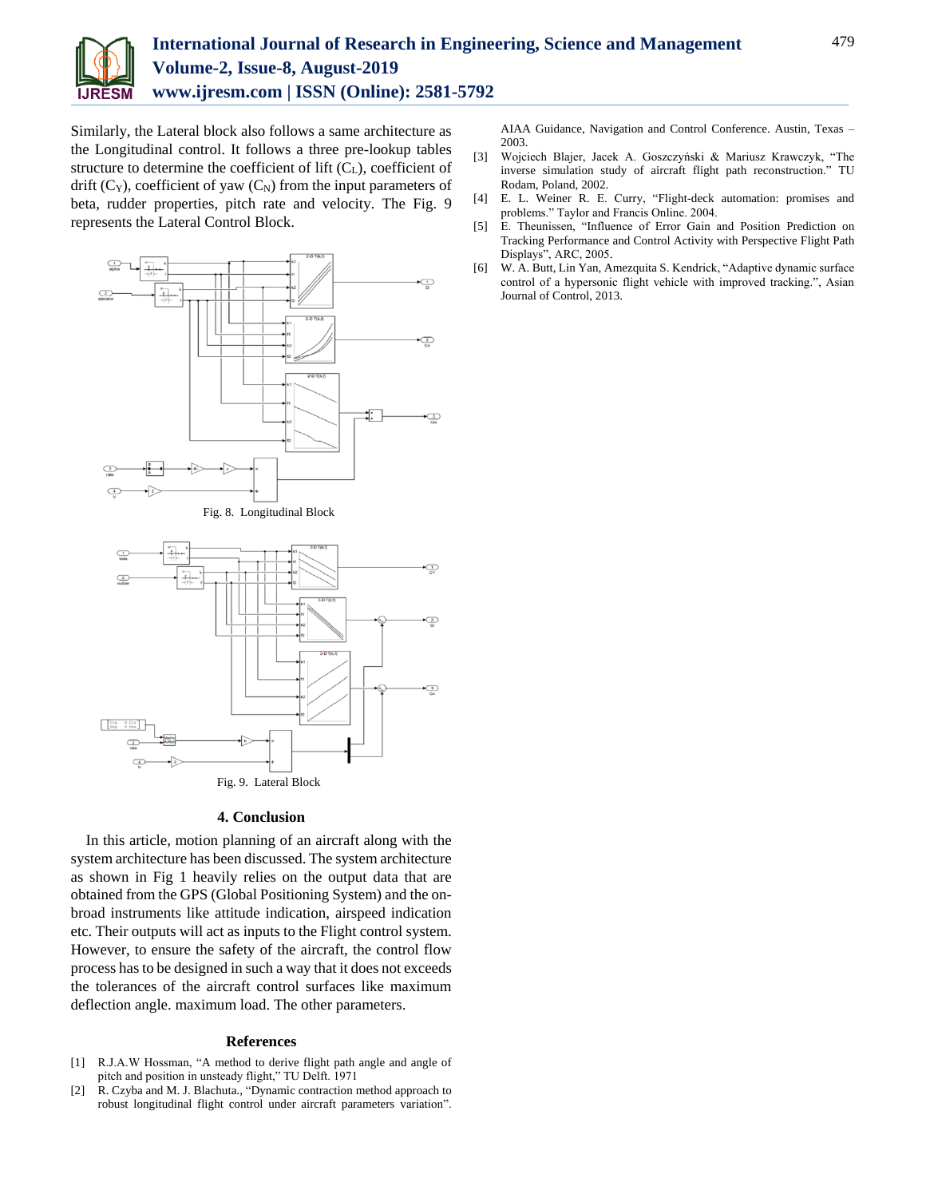Similarly, the Lateral block also follows a same architecture as the Longitudinal control. It follows a three pre-lookup tables structure to determine the coefficient of lift ($C_L$), coefficient of drift ($C_Y$), coefficient of yaw ($C_N$) from the input parameters of beta, rudder properties, pitch rate and velocity. The Fig. 9 represents the Lateral Control Block.

Fig. 8. Longitudinal Block

Fig. 9. Lateral Block

## 4. Conclusion

In this article, motion planning of an aircraft along with the system architecture has been discussed. The system architecture as shown in Fig 1 heavily relies on the output data that are obtained from the GPS (Global Positioning System) and the on-broad instruments like attitude indication, airspeed indication etc. Their outputs will act as inputs to the Flight control system. However, to ensure the safety of the aircraft, the control flow process has to be designed in such a way that it does not exceeds the tolerances of the aircraft control surfaces like maximum deflection angle. maximum load. The other parameters.

## References

[1] R.J.A.W Hossman, "A method to derive flight path angle and angle of pitch and position in unsteady flight," TU Delft. 1971

[2] R. Czyba and M. J. Blachuta., "Dynamic contraction method approach to robust longitudinal flight control under aircraft parameters variation". AIAA Guidance, Navigation and Control Conference. Austin, Texas – 2003.

[3] Wojciech Blajer, Jacek A. Goszczyński & Mariusz Krawczyk, "The inverse simulation study of aircraft flight path reconstruction." TU Rodam, Poland, 2002.

[4] E. L. Weiner R. E. Curry, "Flight-deck automation: promises and problems." Taylor and Francis Online. 2004.

[5] E. Theunissen, "Influence of Error Gain and Position Prediction on Tracking Performance and Control Activity with Perspective Flight Path Displays", ARC, 2005.

[6] W. A. Butt, Lin Yan, Amezquita S. Kendrick, "Adaptive dynamic surface control of a hypersonic flight vehicle with improved tracking.", Asian Journal of Control, 2013.